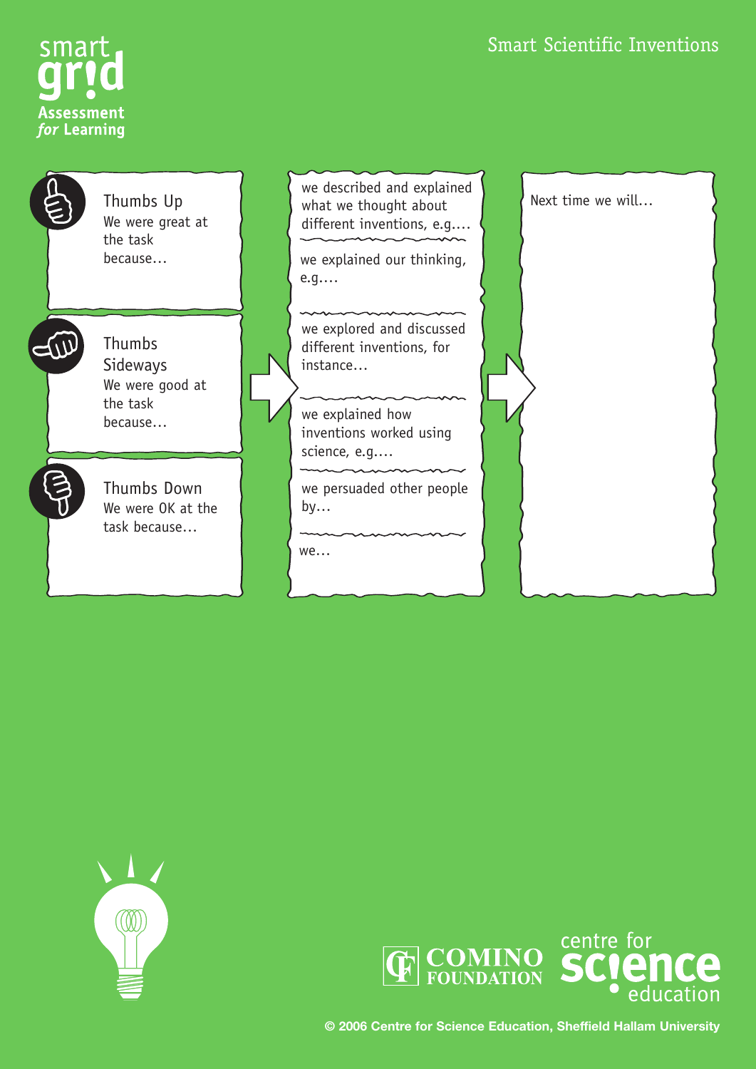smart grid

Assessment *for* Learning

# Smart Scientific Inventions

**Thumbs Up**
We were great at the task because…

**Thumbs Sideways**
We were good at the task because…

**Thumbs Down**
We were OK at the task because…

we described and explained what we thought about different inventions, e.g.…

we explained our thinking, e.g.…

we explored and discussed different inventions, for instance…

we explained how inventions worked using science, e.g.…

we persuaded other people by…

we…

Next time we will…

COMINO FOUNDATION

centre for science education

© 2006 Centre for Science Education, Sheffield Hallam University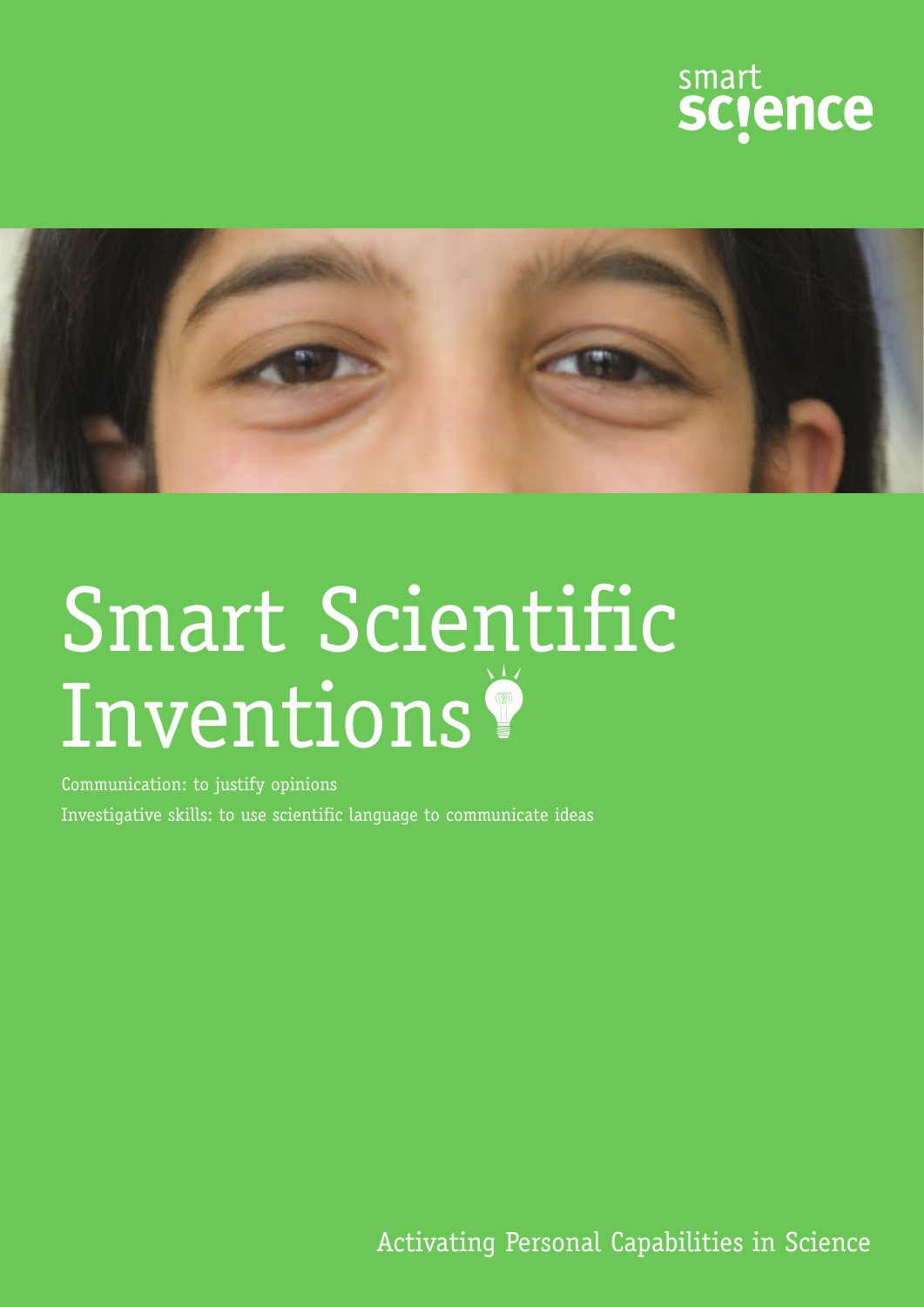smart science

# Smart Scientific Inventions

Communication: to justify opinions

Investigative skills: to use scientific language to communicate ideas

Activating Personal Capabilities in Science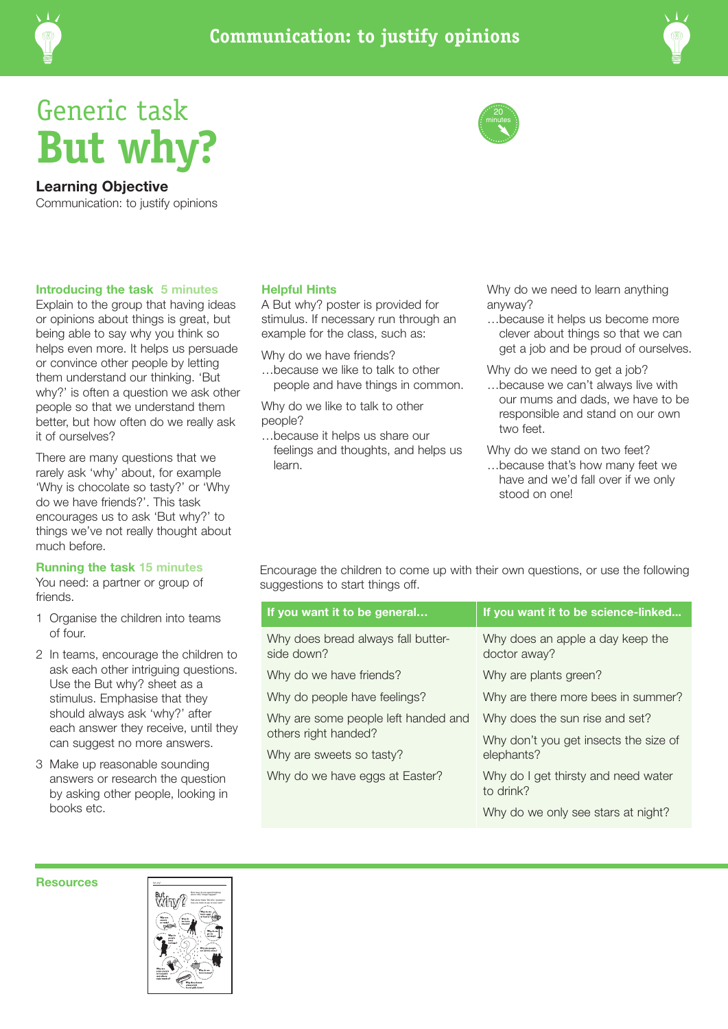# Generic task
# But why?

20 minutes

**Learning Objective**
Communication: to justify opinions

### Introducing the task 5 minutes

Explain to the group that having ideas or opinions about things is great, but being able to say why you think so helps even more. It helps us persuade or convince other people by letting them understand our thinking. 'But why?' is often a question we ask other people so that we understand them better, but how often do we really ask it of ourselves?

There are many questions that we rarely ask 'why' about, for example 'Why is chocolate so tasty?' or 'Why do we have friends?'. This task encourages us to ask 'But why?' to things we've not really thought about much before.

### Running the task 15 minutes

You need: a partner or group of friends.

1. Organise the children into teams of four.
2. In teams, encourage the children to ask each other intriguing questions. Use the But why? sheet as a stimulus. Emphasise that they should always ask 'why?' after each answer they receive, until they can suggest no more answers.
3. Make up reasonable sounding answers or research the question by asking other people, looking in books etc.

### Helpful Hints

A But why? poster is provided for stimulus. If necessary run through an example for the class, such as:

Why do we have friends?
…because we like to talk to other people and have things in common.

Why do we like to talk to other people?
…because it helps us share our feelings and thoughts, and helps us learn.

Why do we need to learn anything anyway?
…because it helps us become more clever about things so that we can get a job and be proud of ourselves.

Why do we need to get a job?
…because we can't always live with our mums and dads, we have to be responsible and stand on our own two feet.

Why do we stand on two feet?
…because that's how many feet we have and we'd fall over if we only stood on one!

Encourage the children to come up with their own questions, or use the following suggestions to start things off.

| If you want it to be general… | If you want it to be science-linked… |
|---|---|
| Why does bread always fall butter-side down? | Why does an apple a day keep the doctor away? |
| Why do we have friends? | Why are plants green? |
| Why do people have feelings? | Why are there more bees in summer? |
| Why are some people left handed and others right handed? | Why does the sun rise and set? |
| Why are sweets so tasty? | Why don't you get insects the size of elephants? |
| Why do we have eggs at Easter? | Why do I get thirsty and need water to drink? |
| | Why do we only see stars at night? |

### Resources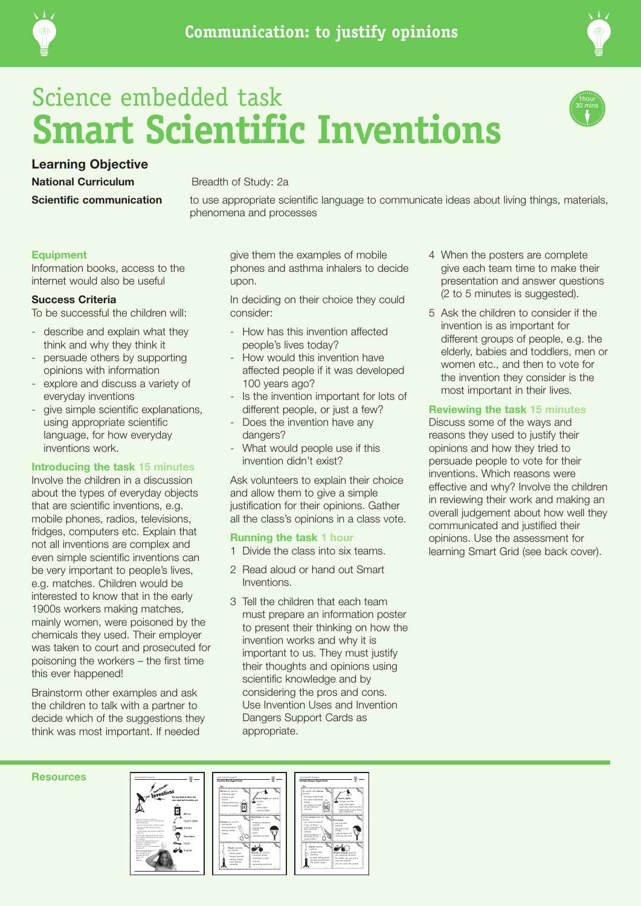# Communication: to justify opinions

## Science embedded task

# Smart Scientific Inventions

1hour 30 mins

## Learning Objective

**National Curriculum** Breadth of Study: 2a

**Scientific communication** to use appropriate scientific language to communicate ideas about living things, materials, phenomena and processes

### Equipment

Information books, access to the internet would also be useful

### Success Criteria

To be successful the children will:

- describe and explain what they think and why they think it
- persuade others by supporting opinions with information
- explore and discuss a variety of everyday inventions
- give simple scientific explanations, using appropriate scientific language, for how everyday inventions work.

### Introducing the task 15 minutes

Involve the children in a discussion about the types of everyday objects that are scientific inventions, e.g. mobile phones, radios, televisions, fridges, computers etc. Explain that not all inventions are complex and even simple scientific inventions can be very important to people's lives, e.g. matches. Children would be interested to know that in the early 1900s workers making matches, mainly women, were poisoned by the chemicals they used. Their employer was taken to court and prosecuted for poisoning the workers – the first time this ever happened!

Brainstorm other examples and ask the children to talk with a partner to decide which of the suggestions they think was most important. If needed give them the examples of mobile phones and asthma inhalers to decide upon.

In deciding on their choice they could consider:

- How has this invention affected people's lives today?
- How would this invention have affected people if it was developed 100 years ago?
- Is the invention important for lots of different people, or just a few?
- Does the invention have any dangers?
- What would people use if this invention didn't exist?

Ask volunteers to explain their choice and allow them to give a simple justification for their opinions. Gather all the class's opinions in a class vote.

### Running the task 1 hour

1. Divide the class into six teams.
2. Read aloud or hand out Smart Inventions.
3. Tell the children that each team must prepare an information poster to present their thinking on how the invention works and why it is important to us. They must justify their thoughts and opinions using scientific knowledge and by considering the pros and cons. Use Invention Uses and Invention Dangers Support Cards as appropriate.
4. When the posters are complete give each team time to make their presentation and answer questions (2 to 5 minutes is suggested).
5. Ask the children to consider if the invention is as important for different groups of people, e.g. the elderly, babies and toddlers, men or women etc., and then to vote for the invention they consider is the most important in their lives.

### Reviewing the task 15 minutes

Discuss some of the ways and reasons they used to justify their opinions and how they tried to persuade people to vote for their inventions. Which reasons were effective and why? Involve the children in reviewing their work and making an overall judgement about how well they communicated and justified their opinions. Use the assessment for learning Smart Grid (see back cover).

### Resources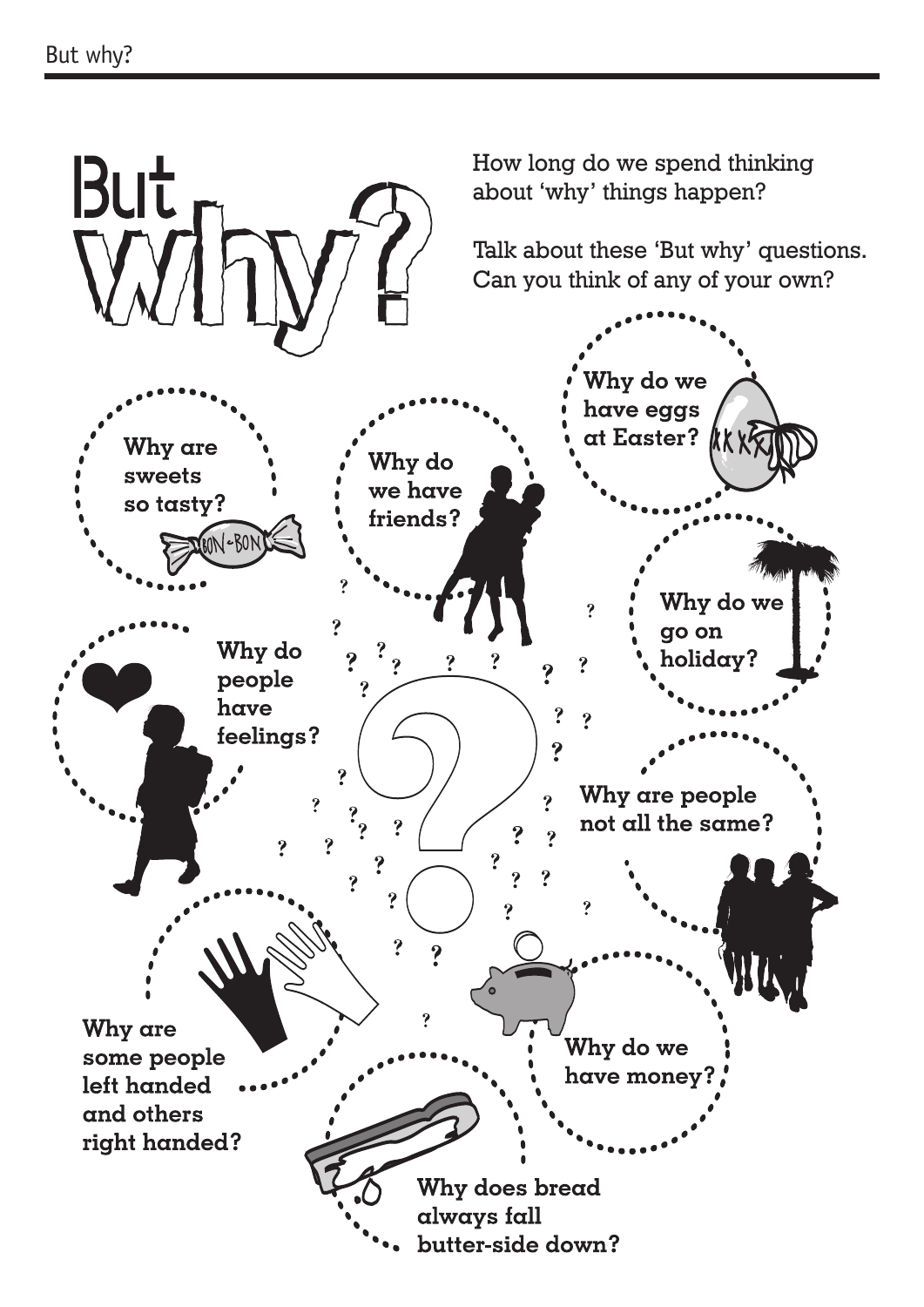# But why?

How long do we spend thinking about 'why' things happen?

Talk about these 'But why' questions. Can you think of any of your own?

**Why are sweets so tasty?**

**Why do we have friends?**

**Why do we have eggs at Easter?**

**Why do we go on holiday?**

**Why do people have feelings?**

**Why are people not all the same?**

**Why are some people left handed and others right handed?**

**Why do we have money?**

**Why does bread always fall butter-side down?**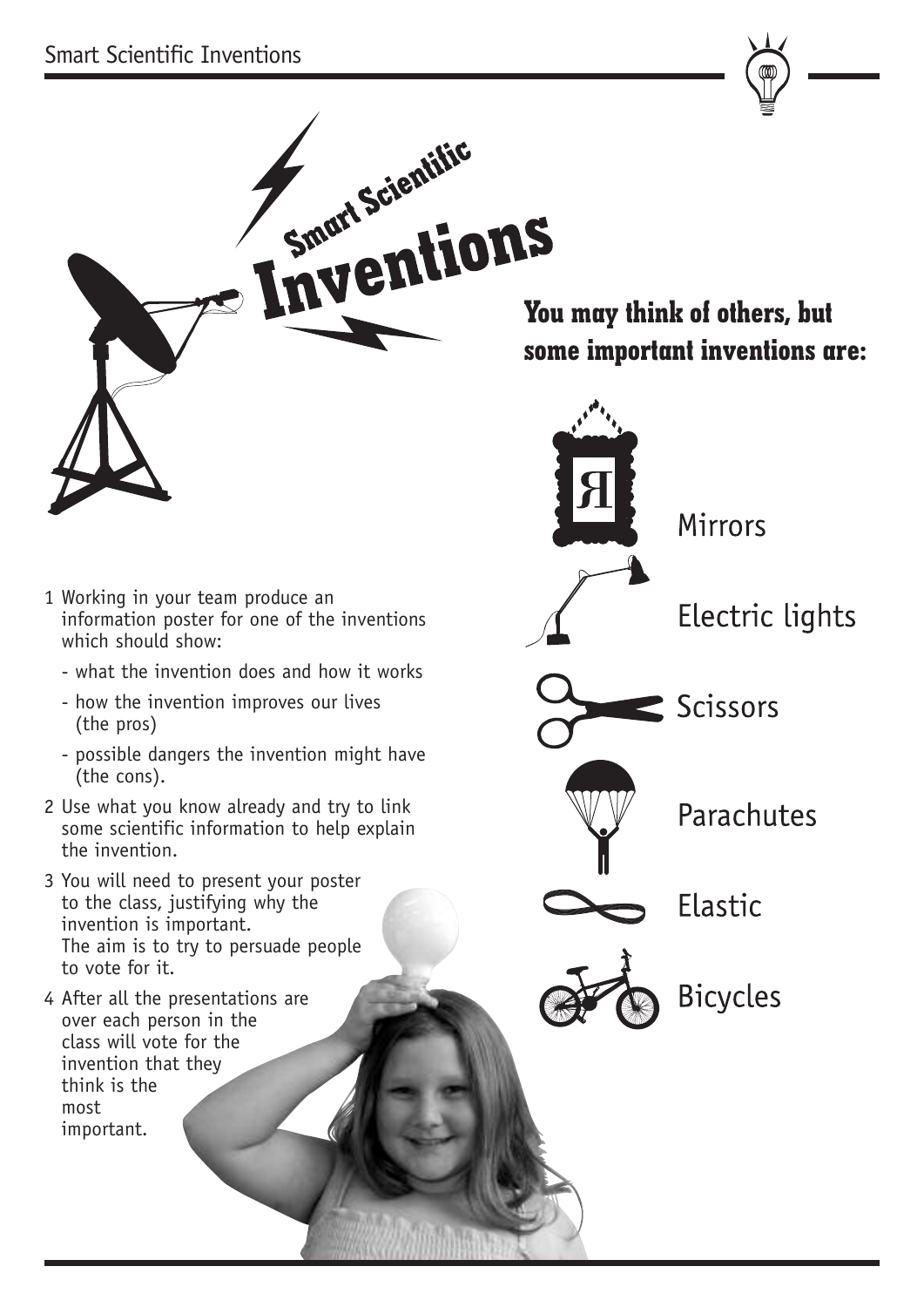# Smart Scientific Inventions

**You may think of others, but some important inventions are:**

- Mirrors
- Electric lights
- Scissors
- Parachutes
- Elastic
- Bicycles

1. Working in your team produce an information poster for one of the inventions which should show:
   - what the invention does and how it works
   - how the invention improves our lives (the pros)
   - possible dangers the invention might have (the cons).
2. Use what you know already and try to link some scientific information to help explain the invention.
3. You will need to present your poster to the class, justifying why the invention is important. The aim is to try to persuade people to vote for it.
4. After all the presentations are over each person in the class will vote for the invention that they think is the most important.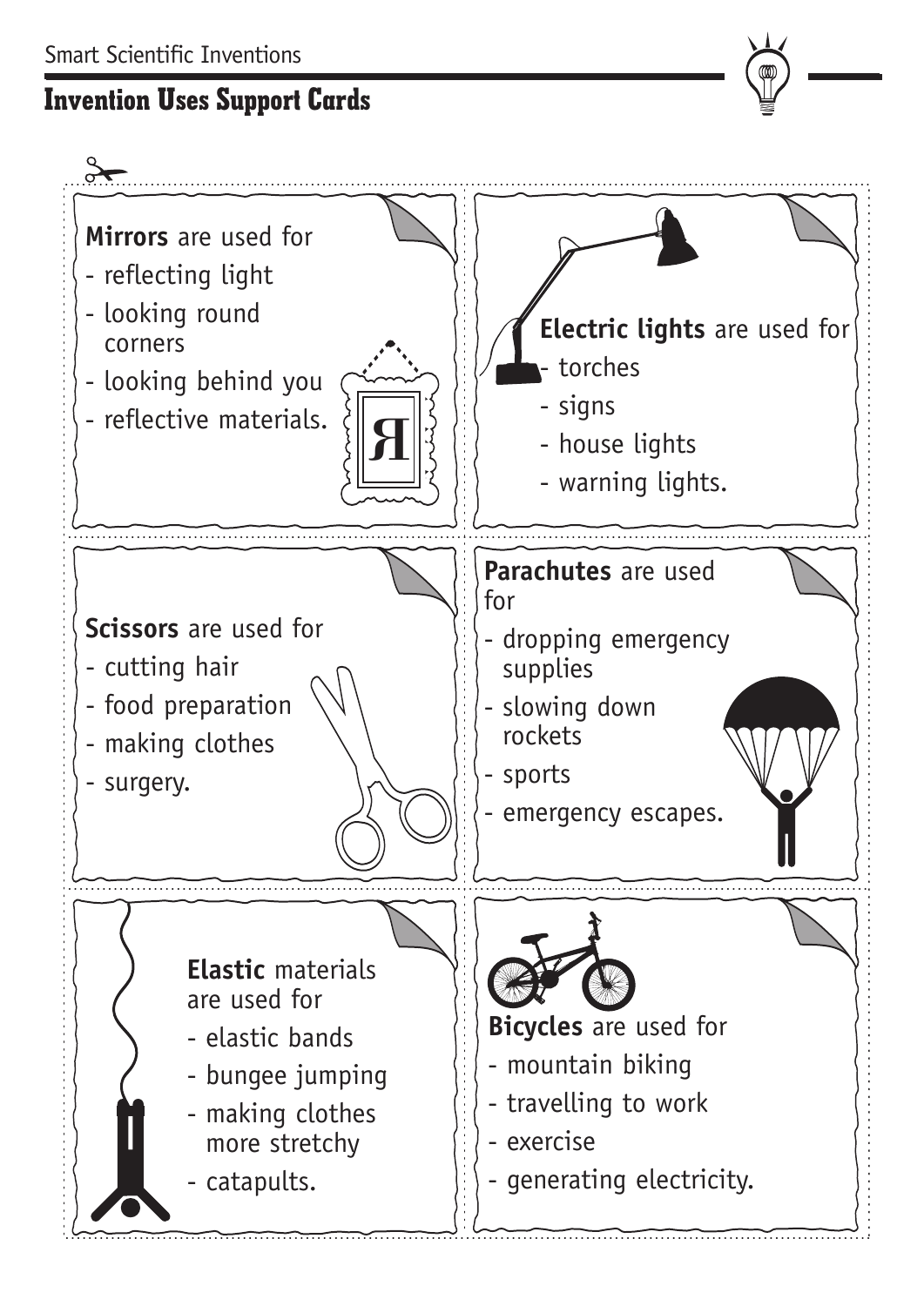## Invention Uses Support Cards

**Mirrors** are used for
- reflecting light
- looking round corners
- looking behind you
- reflective materials.

**Electric lights** are used for
- torches
- signs
- house lights
- warning lights.

**Scissors** are used for
- cutting hair
- food preparation
- making clothes
- surgery.

**Parachutes** are used for
- dropping emergency supplies
- slowing down rockets
- sports
- emergency escapes.

**Elastic** materials are used for
- elastic bands
- bungee jumping
- making clothes more stretchy
- catapults.

**Bicycles** are used for
- mountain biking
- travelling to work
- exercise
- generating electricity.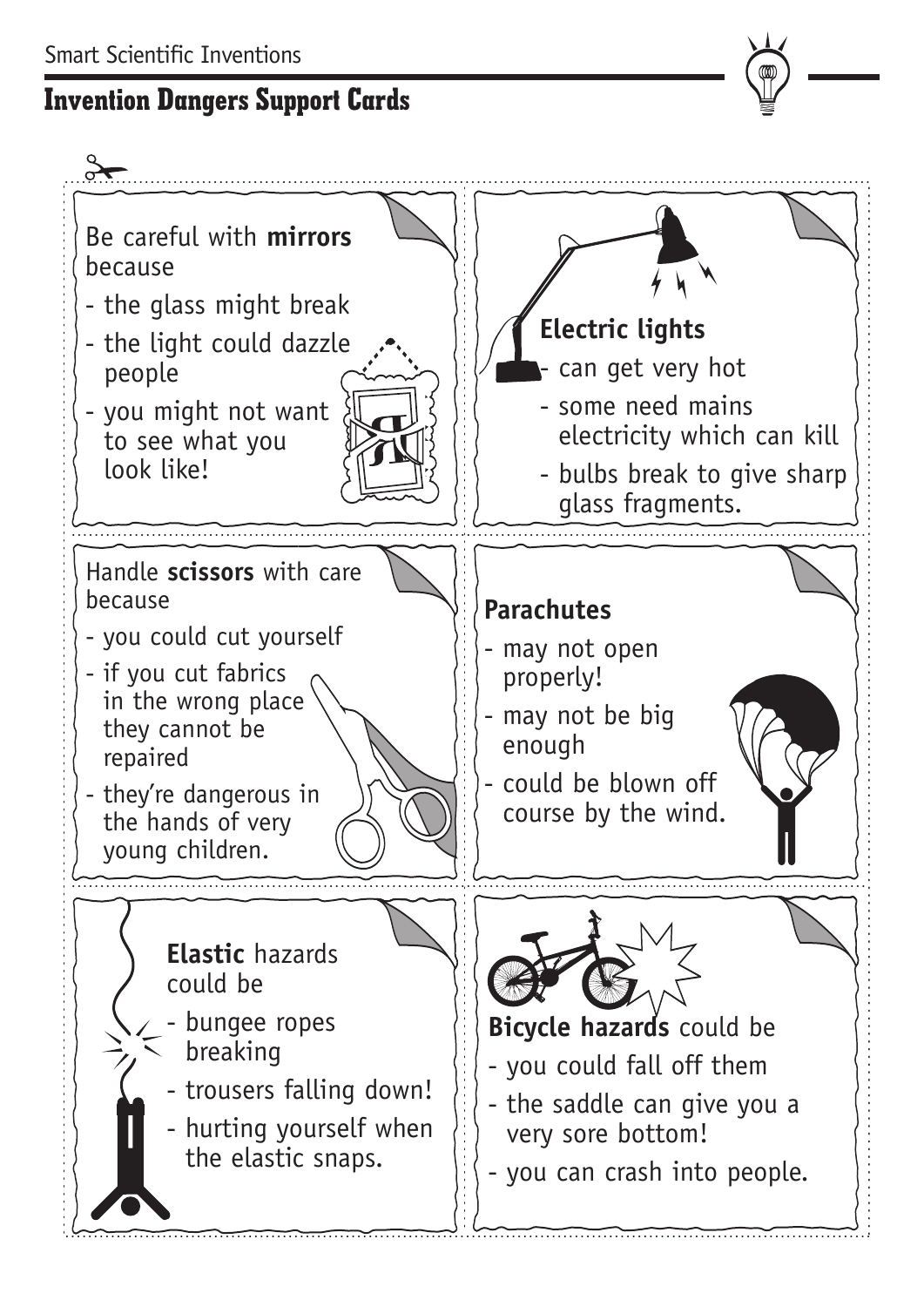## Invention Dangers Support Cards

Be careful with **mirrors** because

- the glass might break
- the light could dazzle people
- you might not want to see what you look like!

**Electric lights**

- can get very hot
- some need mains electricity which can kill
- bulbs break to give sharp glass fragments.

Handle **scissors** with care because

- you could cut yourself
- if you cut fabrics in the wrong place they cannot be repaired
- they're dangerous in the hands of very young children.

**Parachutes**

- may not open properly!
- may not be big enough
- could be blown off course by the wind.

**Elastic** hazards could be

- bungee ropes breaking
- trousers falling down!
- hurting yourself when the elastic snaps.

**Bicycle hazards** could be

- you could fall off them
- the saddle can give you a very sore bottom!
- you can crash into people.